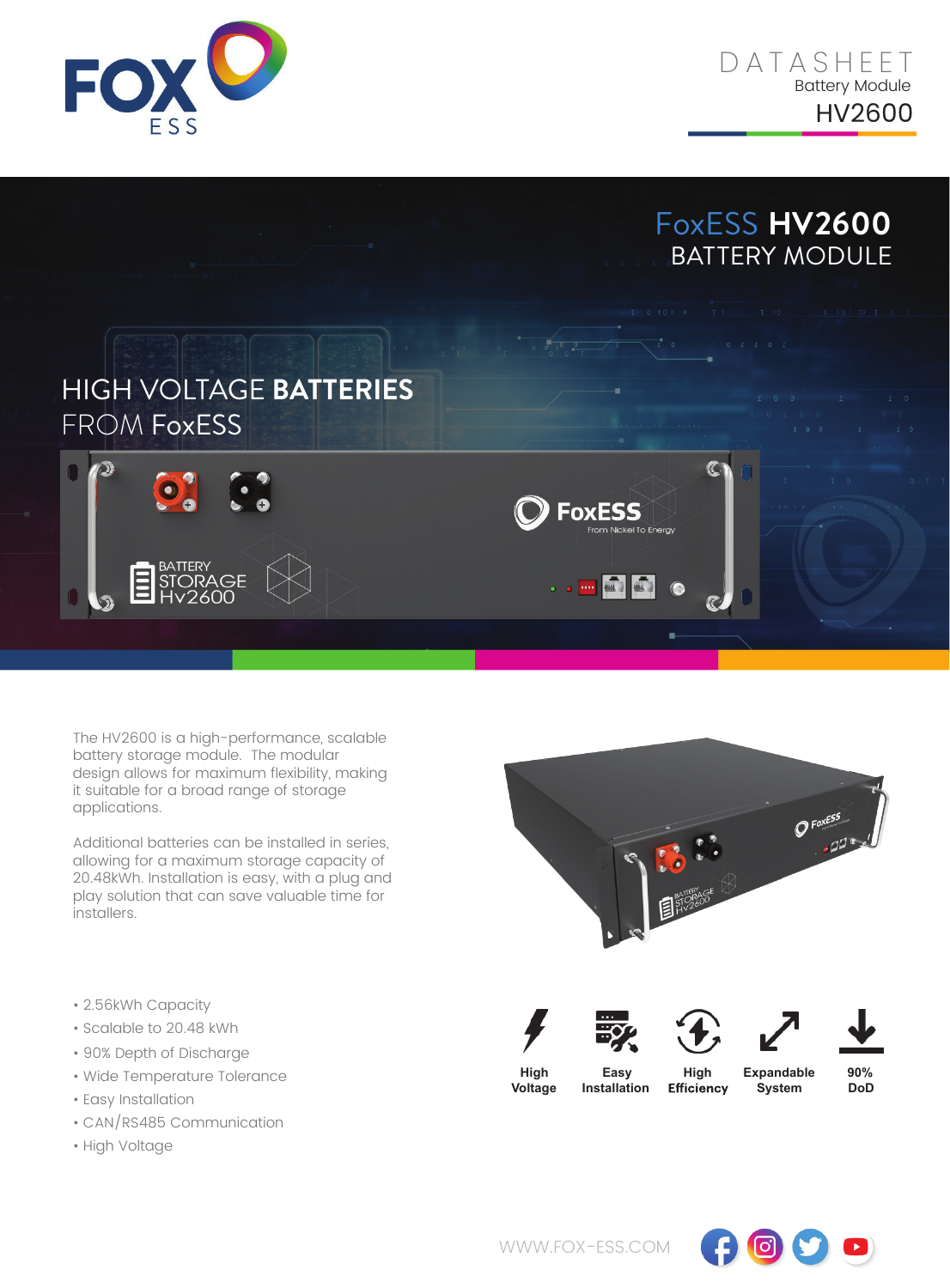FOX ESS

# DATASHEET

Battery Module

HV2600

## FoxESS HV2600 BATTERY MODULE

## HIGH VOLTAGE BATTERIES FROM FoxESS

The HV2600 is a high-performance, scalable battery storage module. The modular design allows for maximum flexibility, making it suitable for a broad range of storage applications.

Additional batteries can be installed in series, allowing for a maximum storage capacity of 20.48kWh. Installation is easy, with a plug and play solution that can save valuable time for installers.

- 2.56kWh Capacity
- Scalable to 20.48 kWh
- 90% Depth of Discharge
- Wide Temperature Tolerance
- Easy Installation
- CAN/RS485 Communication
- High Voltage

**High Voltage** | **Easy Installation** | **High Efficiency** | **Expandable System** | **90% DoD**

WWW.FOX-ESS.COM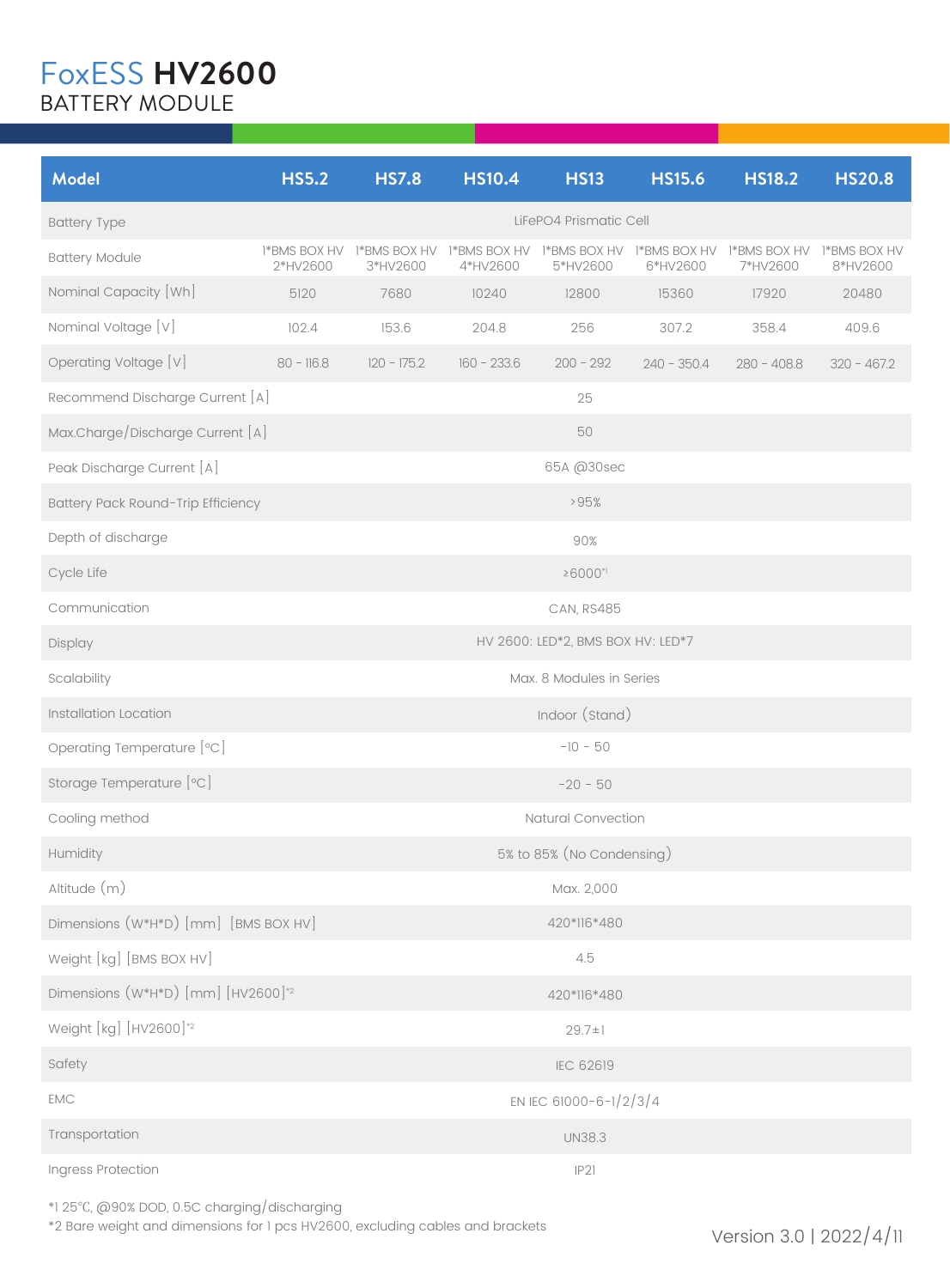# FoxESS **HV2600**
BATTERY MODULE

| Model | HS5.2 | HS7.8 | HS10.4 | HS13 | HS15.6 | HS18.2 | HS20.8 |
|---|---|---|---|---|---|---|---|
| Battery Type | LiFePO4 Prismatic Cell | | | | | | |
| Battery Module | 1*BMS BOX HV 2*HV2600 | 1*BMS BOX HV 3*HV2600 | 1*BMS BOX HV 4*HV2600 | 1*BMS BOX HV 5*HV2600 | 1*BMS BOX HV 6*HV2600 | 1*BMS BOX HV 7*HV2600 | 1*BMS BOX HV 8*HV2600 |
| Nominal Capacity [Wh] | 5120 | 7680 | 10240 | 12800 | 15360 | 17920 | 20480 |
| Nominal Voltage [V] | 102.4 | 153.6 | 204.8 | 256 | 307.2 | 358.4 | 409.6 |
| Operating Voltage [V] | 80 - 116.8 | 120 - 175.2 | 160 - 233.6 | 200 - 292 | 240 - 350.4 | 280 - 408.8 | 320 - 467.2 |
| Recommend Discharge Current [A] | 25 | | | | | | |
| Max.Charge/Discharge Current [A] | 50 | | | | | | |
| Peak Discharge Current [A] | 65A @30sec | | | | | | |
| Battery Pack Round-Trip Efficiency | >95% | | | | | | |
| Depth of discharge | 90% | | | | | | |
| Cycle Life | ≥6000[*1] | | | | | | |
| Communication | CAN, RS485 | | | | | | |
| Display | HV 2600: LED*2, BMS BOX HV: LED*7 | | | | | | |
| Scalability | Max. 8 Modules in Series | | | | | | |
| Installation Location | Indoor (Stand) | | | | | | |
| Operating Temperature [°C] | -10 - 50 | | | | | | |
| Storage Temperature [°C] | -20 - 50 | | | | | | |
| Cooling method | Natural Convection | | | | | | |
| Humidity | 5% to 85% (No Condensing) | | | | | | |
| Altitude (m) | Max. 2,000 | | | | | | |
| Dimensions (W*H*D) [mm] [BMS BOX HV] | 420*116*480 | | | | | | |
| Weight [kg] [BMS BOX HV] | 4.5 | | | | | | |
| Dimensions (W*H*D) [mm] [HV2600][*2] | 420*116*480 | | | | | | |
| Weight [kg] [HV2600][*2] | 29.7±1 | | | | | | |
| Safety | IEC 62619 | | | | | | |
| EMC | EN IEC 61000-6-1/2/3/4 | | | | | | |
| Transportation | UN38.3 | | | | | | |
| Ingress Protection | IP21 | | | | | | |

*1 25℃, @90% DOD, 0.5C charging/discharging

*2 Bare weight and dimensions for 1 pcs HV2600, excluding cables and brackets

Version 3.0 | 2022/4/11